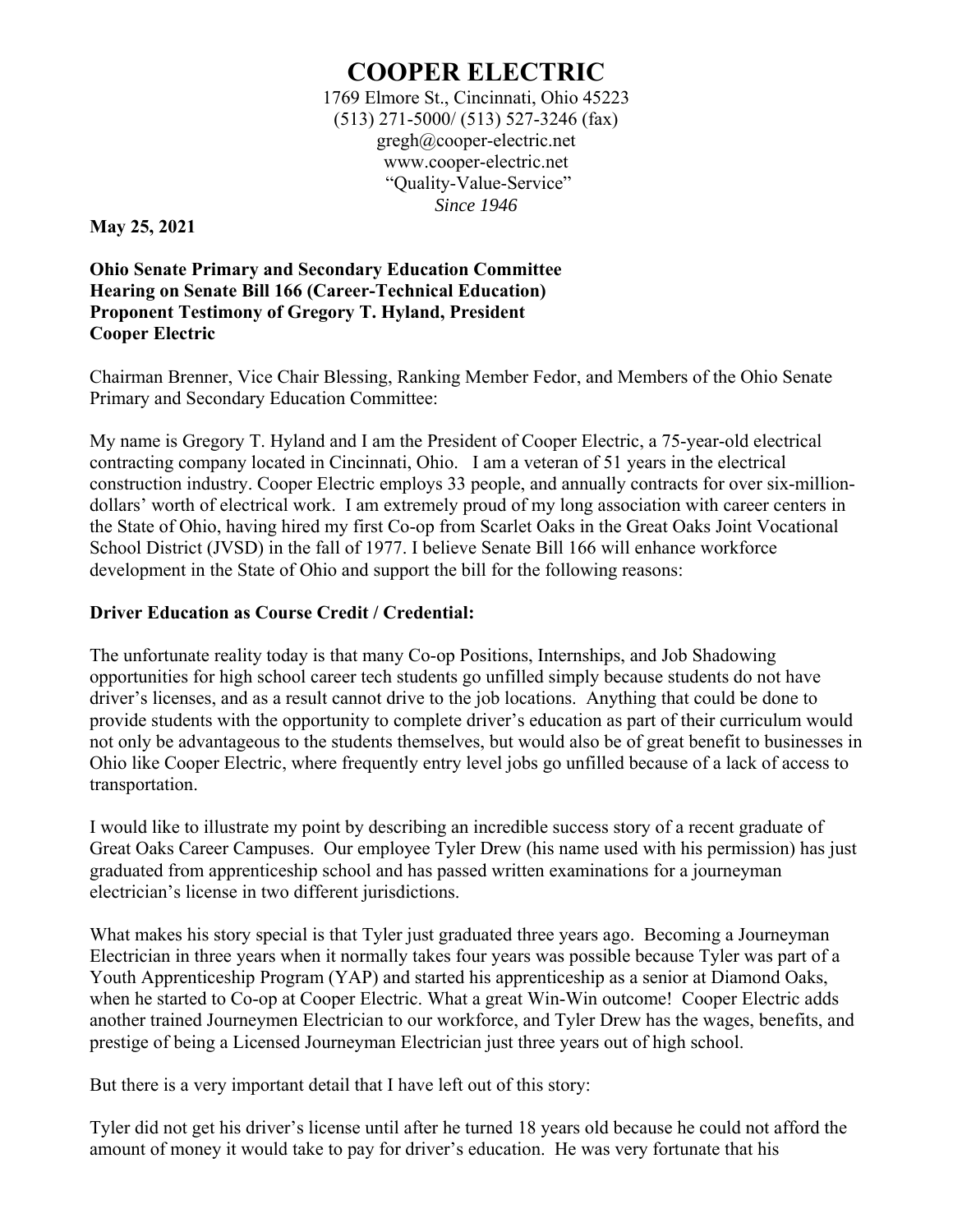# COOPER ELECTRIC

1769 Elmore St., Cincinnati, Ohio 45223
(513) 271-5000/ (513) 527-3246 (fax)
gregh@cooper-electric.net
www.cooper-electric.net
"Quality-Value-Service"
*Since 1946*

**May 25, 2021**

**Ohio Senate Primary and Secondary Education Committee**
**Hearing on Senate Bill 166 (Career-Technical Education)**
**Proponent Testimony of Gregory T. Hyland, President**
**Cooper Electric**

Chairman Brenner, Vice Chair Blessing, Ranking Member Fedor, and Members of the Ohio Senate Primary and Secondary Education Committee:

My name is Gregory T. Hyland and I am the President of Cooper Electric, a 75-year-old electrical contracting company located in Cincinnati, Ohio. I am a veteran of 51 years in the electrical construction industry. Cooper Electric employs 33 people, and annually contracts for over six-million-dollars' worth of electrical work. I am extremely proud of my long association with career centers in the State of Ohio, having hired my first Co-op from Scarlet Oaks in the Great Oaks Joint Vocational School District (JVSD) in the fall of 1977. I believe Senate Bill 166 will enhance workforce development in the State of Ohio and support the bill for the following reasons:

**Driver Education as Course Credit / Credential:**

The unfortunate reality today is that many Co-op Positions, Internships, and Job Shadowing opportunities for high school career tech students go unfilled simply because students do not have driver's licenses, and as a result cannot drive to the job locations. Anything that could be done to provide students with the opportunity to complete driver's education as part of their curriculum would not only be advantageous to the students themselves, but would also be of great benefit to businesses in Ohio like Cooper Electric, where frequently entry level jobs go unfilled because of a lack of access to transportation.

I would like to illustrate my point by describing an incredible success story of a recent graduate of Great Oaks Career Campuses. Our employee Tyler Drew (his name used with his permission) has just graduated from apprenticeship school and has passed written examinations for a journeyman electrician's license in two different jurisdictions.

What makes his story special is that Tyler just graduated three years ago. Becoming a Journeyman Electrician in three years when it normally takes four years was possible because Tyler was part of a Youth Apprenticeship Program (YAP) and started his apprenticeship as a senior at Diamond Oaks, when he started to Co-op at Cooper Electric. What a great Win-Win outcome! Cooper Electric adds another trained Journeymen Electrician to our workforce, and Tyler Drew has the wages, benefits, and prestige of being a Licensed Journeyman Electrician just three years out of high school.

But there is a very important detail that I have left out of this story:

Tyler did not get his driver's license until after he turned 18 years old because he could not afford the amount of money it would take to pay for driver's education. He was very fortunate that his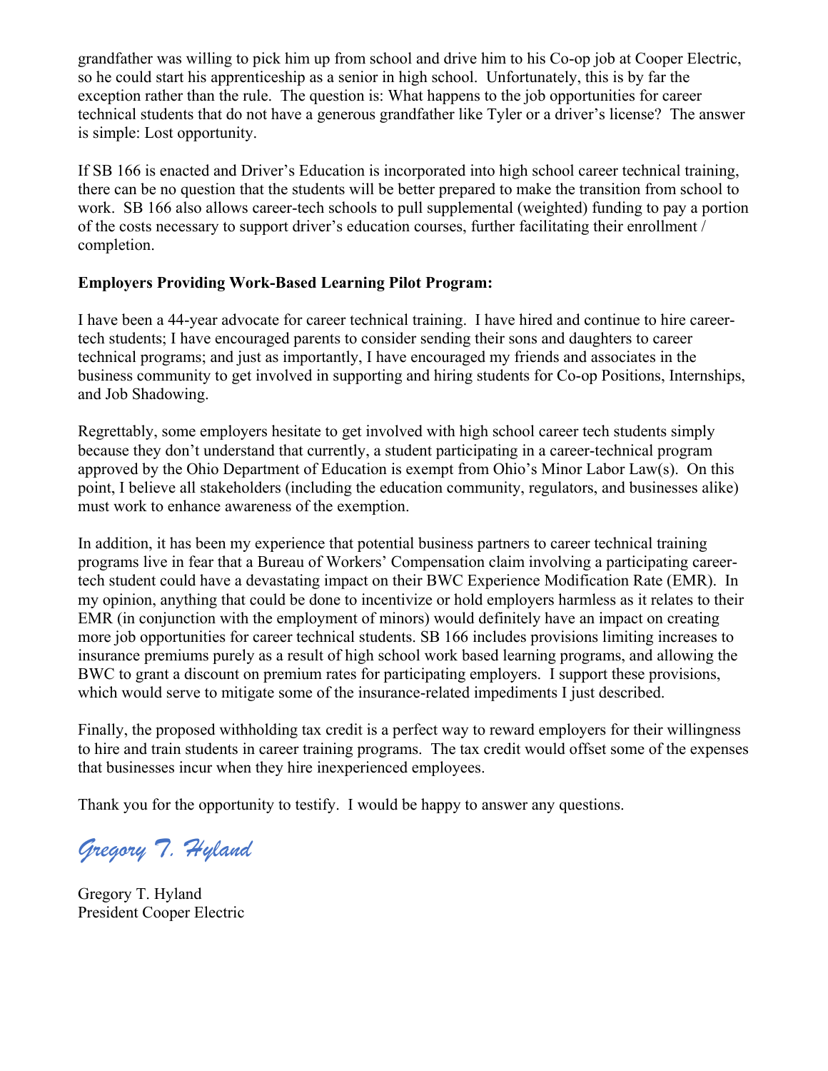grandfather was willing to pick him up from school and drive him to his Co-op job at Cooper Electric, so he could start his apprenticeship as a senior in high school. Unfortunately, this is by far the exception rather than the rule. The question is: What happens to the job opportunities for career technical students that do not have a generous grandfather like Tyler or a driver's license? The answer is simple: Lost opportunity.

If SB 166 is enacted and Driver's Education is incorporated into high school career technical training, there can be no question that the students will be better prepared to make the transition from school to work. SB 166 also allows career-tech schools to pull supplemental (weighted) funding to pay a portion of the costs necessary to support driver's education courses, further facilitating their enrollment / completion.

**Employers Providing Work-Based Learning Pilot Program:**

I have been a 44-year advocate for career technical training. I have hired and continue to hire career-tech students; I have encouraged parents to consider sending their sons and daughters to career technical programs; and just as importantly, I have encouraged my friends and associates in the business community to get involved in supporting and hiring students for Co-op Positions, Internships, and Job Shadowing.

Regrettably, some employers hesitate to get involved with high school career tech students simply because they don't understand that currently, a student participating in a career-technical program approved by the Ohio Department of Education is exempt from Ohio's Minor Labor Law(s). On this point, I believe all stakeholders (including the education community, regulators, and businesses alike) must work to enhance awareness of the exemption.

In addition, it has been my experience that potential business partners to career technical training programs live in fear that a Bureau of Workers' Compensation claim involving a participating career-tech student could have a devastating impact on their BWC Experience Modification Rate (EMR). In my opinion, anything that could be done to incentivize or hold employers harmless as it relates to their EMR (in conjunction with the employment of minors) would definitely have an impact on creating more job opportunities for career technical students. SB 166 includes provisions limiting increases to insurance premiums purely as a result of high school work based learning programs, and allowing the BWC to grant a discount on premium rates for participating employers. I support these provisions, which would serve to mitigate some of the insurance-related impediments I just described.

Finally, the proposed withholding tax credit is a perfect way to reward employers for their willingness to hire and train students in career training programs. The tax credit would offset some of the expenses that businesses incur when they hire inexperienced employees.

Thank you for the opportunity to testify. I would be happy to answer any questions.

*Gregory T. Hyland*

Gregory T. Hyland
President Cooper Electric